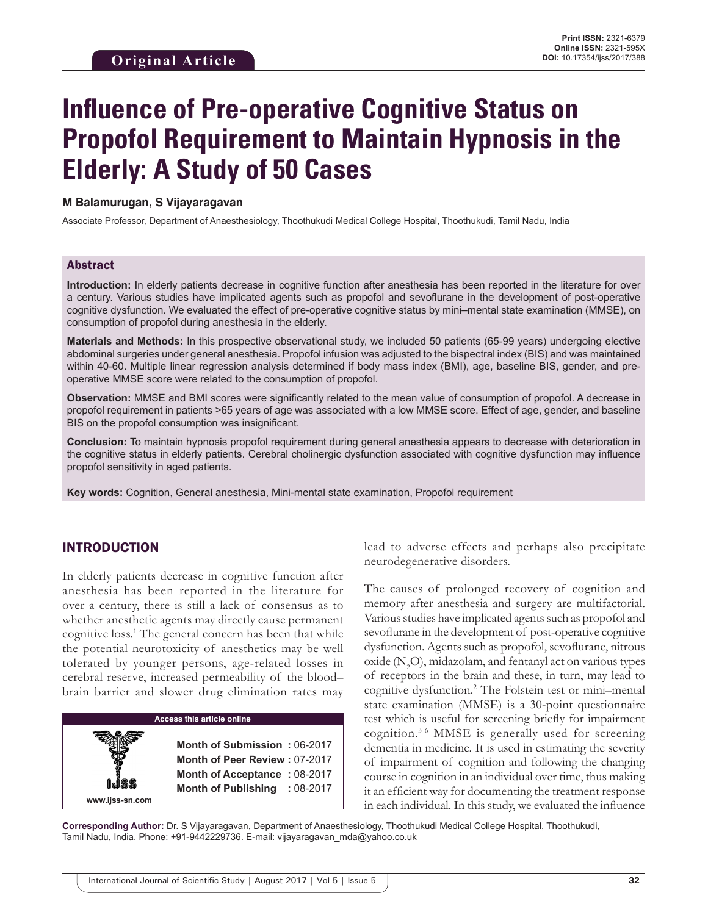**Original Article**

Print ISSN: 2321-6379
Online ISSN: 2321-595X
DOI: 10.17354/ijss/2017/388

# Influence of Pre-operative Cognitive Status on Propofol Requirement to Maintain Hypnosis in the Elderly: A Study of 50 Cases

**M Balamurugan, S Vijayaragavan**

Associate Professor, Department of Anaesthesiology, Thoothukudi Medical College Hospital, Thoothukudi, Tamil Nadu, India

## Abstract

**Introduction:** In elderly patients decrease in cognitive function after anesthesia has been reported in the literature for over a century. Various studies have implicated agents such as propofol and sevoflurane in the development of post-operative cognitive dysfunction. We evaluated the effect of pre-operative cognitive status by mini–mental state examination (MMSE), on consumption of propofol during anesthesia in the elderly.

**Materials and Methods:** In this prospective observational study, we included 50 patients (65-99 years) undergoing elective abdominal surgeries under general anesthesia. Propofol infusion was adjusted to the bispectral index (BIS) and was maintained within 40-60. Multiple linear regression analysis determined if body mass index (BMI), age, baseline BIS, gender, and pre-operative MMSE score were related to the consumption of propofol.

**Observation:** MMSE and BMI scores were significantly related to the mean value of consumption of propofol. A decrease in propofol requirement in patients >65 years of age was associated with a low MMSE score. Effect of age, gender, and baseline BIS on the propofol consumption was insignificant.

**Conclusion:** To maintain hypnosis propofol requirement during general anesthesia appears to decrease with deterioration in the cognitive status in elderly patients. Cerebral cholinergic dysfunction associated with cognitive dysfunction may influence propofol sensitivity in aged patients.

**Key words:** Cognition, General anesthesia, Mini-mental state examination, Propofol requirement

## INTRODUCTION

In elderly patients decrease in cognitive function after anesthesia has been reported in the literature for over a century, there is still a lack of consensus as to whether anesthetic agents may directly cause permanent cognitive loss.[1] The general concern has been that while the potential neurotoxicity of anesthetics may be well tolerated by younger persons, age-related losses in cerebral reserve, increased permeability of the blood–brain barrier and slower drug elimination rates may lead to adverse effects and perhaps also precipitate neurodegenerative disorders.

The causes of prolonged recovery of cognition and memory after anesthesia and surgery are multifactorial. Various studies have implicated agents such as propofol and sevoflurane in the development of post-operative cognitive dysfunction. Agents such as propofol, sevoflurane, nitrous oxide ($N_2O$), midazolam, and fentanyl act on various types of receptors in the brain and these, in turn, may lead to cognitive dysfunction.[2] The Folstein test or mini–mental state examination (MMSE) is a 30-point questionnaire test which is useful for screening briefly for impairment cognition.[3-6] MMSE is generally used for screening dementia in medicine. It is used in estimating the severity of impairment of cognition and following the changing course in cognition in an individual over time, thus making it an efficient way for documenting the treatment response in each individual. In this study, we evaluated the influence

| Access this article online | |
|---|---|
| www.ijss-sn.com | **Month of Submission :** 06-2017<br>**Month of Peer Review :** 07-2017<br>**Month of Acceptance :** 08-2017<br>**Month of Publishing :** 08-2017 |

**Corresponding Author:** Dr. S Vijayaragavan, Department of Anaesthesiology, Thoothukudi Medical College Hospital, Thoothukudi, Tamil Nadu, India. Phone: +91-9442229736. E-mail: vijayaragavan_mda@yahoo.co.uk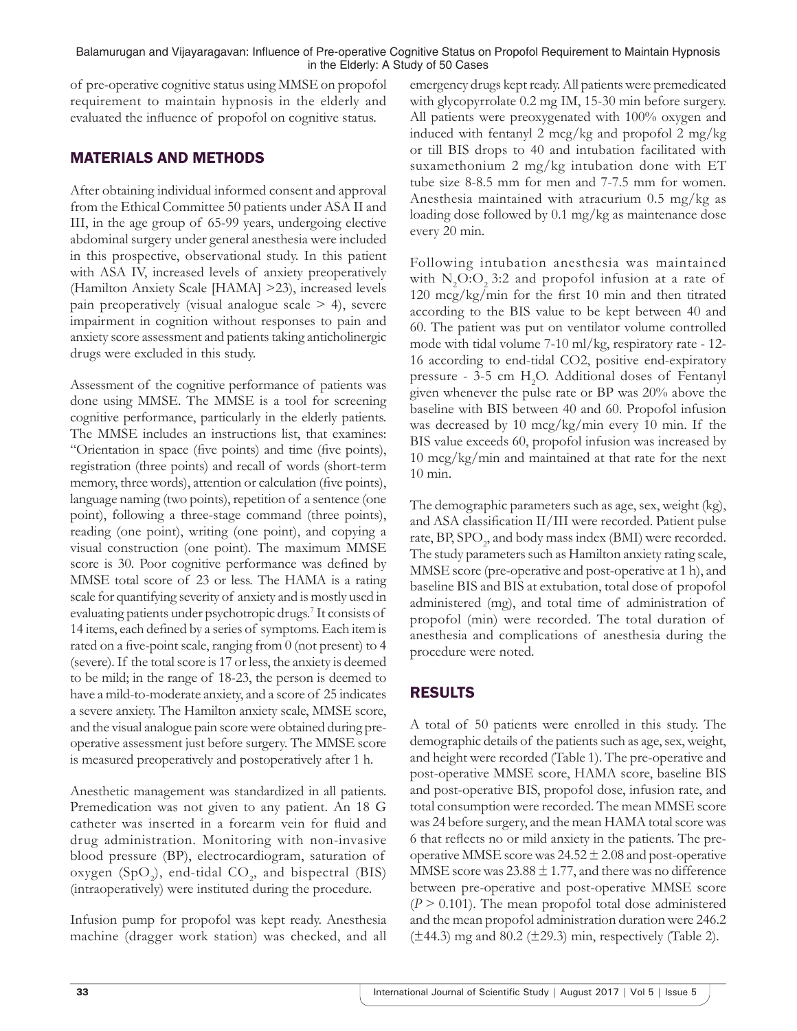of pre-operative cognitive status using MMSE on propofol requirement to maintain hypnosis in the elderly and evaluated the influence of propofol on cognitive status.

## MATERIALS AND METHODS

After obtaining individual informed consent and approval from the Ethical Committee 50 patients under ASA II and III, in the age group of 65-99 years, undergoing elective abdominal surgery under general anesthesia were included in this prospective, observational study. In this patient with ASA IV, increased levels of anxiety preoperatively (Hamilton Anxiety Scale [HAMA] >23), increased levels pain preoperatively (visual analogue scale > 4), severe impairment in cognition without responses to pain and anxiety score assessment and patients taking anticholinergic drugs were excluded in this study.

Assessment of the cognitive performance of patients was done using MMSE. The MMSE is a tool for screening cognitive performance, particularly in the elderly patients. The MMSE includes an instructions list, that examines: "Orientation in space (five points) and time (five points), registration (three points) and recall of words (short-term memory, three words), attention or calculation (five points), language naming (two points), repetition of a sentence (one point), following a three-stage command (three points), reading (one point), writing (one point), and copying a visual construction (one point). The maximum MMSE score is 30. Poor cognitive performance was defined by MMSE total score of 23 or less. The HAMA is a rating scale for quantifying severity of anxiety and is mostly used in evaluating patients under psychotropic drugs.[7] It consists of 14 items, each defined by a series of symptoms. Each item is rated on a five-point scale, ranging from 0 (not present) to 4 (severe). If the total score is 17 or less, the anxiety is deemed to be mild; in the range of 18-23, the person is deemed to have a mild-to-moderate anxiety, and a score of 25 indicates a severe anxiety. The Hamilton anxiety scale, MMSE score, and the visual analogue pain score were obtained during pre-operative assessment just before surgery. The MMSE score is measured preoperatively and postoperatively after 1 h.

Anesthetic management was standardized in all patients. Premedication was not given to any patient. An 18 G catheter was inserted in a forearm vein for fluid and drug administration. Monitoring with non-invasive blood pressure (BP), electrocardiogram, saturation of oxygen ($SpO_2$), end-tidal $CO_2$, and bispectral (BIS) (intraoperatively) were instituted during the procedure.

Infusion pump for propofol was kept ready. Anesthesia machine (dragger work station) was checked, and all emergency drugs kept ready. All patients were premedicated with glycopyrrolate 0.2 mg IM, 15-30 min before surgery. All patients were preoxygenated with 100% oxygen and induced with fentanyl 2 mcg/kg and propofol 2 mg/kg or till BIS drops to 40 and intubation facilitated with suxamethonium 2 mg/kg intubation done with ET tube size 8-8.5 mm for men and 7-7.5 mm for women. Anesthesia maintained with atracurium 0.5 mg/kg as loading dose followed by 0.1 mg/kg as maintenance dose every 20 min.

Following intubation anesthesia was maintained with $N_2O$:$O_2$ 3:2 and propofol infusion at a rate of 120 mcg/kg/min for the first 10 min and then titrated according to the BIS value to be kept between 40 and 60. The patient was put on ventilator volume controlled mode with tidal volume 7-10 ml/kg, respiratory rate - 12-16 according to end-tidal CO2, positive end-expiratory pressure - 3-5 cm $H_2O$. Additional doses of Fentanyl given whenever the pulse rate or BP was 20% above the baseline with BIS between 40 and 60. Propofol infusion was decreased by 10 mcg/kg/min every 10 min. If the BIS value exceeds 60, propofol infusion was increased by 10 mcg/kg/min and maintained at that rate for the next 10 min.

The demographic parameters such as age, sex, weight (kg), and ASA classification II/III were recorded. Patient pulse rate, BP, $SPO_2$, and body mass index (BMI) were recorded. The study parameters such as Hamilton anxiety rating scale, MMSE score (pre-operative and post-operative at 1 h), and baseline BIS and BIS at extubation, total dose of propofol administered (mg), and total time of administration of propofol (min) were recorded. The total duration of anesthesia and complications of anesthesia during the procedure were noted.

## RESULTS

A total of 50 patients were enrolled in this study. The demographic details of the patients such as age, sex, weight, and height were recorded (Table 1). The pre-operative and post-operative MMSE score, HAMA score, baseline BIS and post-operative BIS, propofol dose, infusion rate, and total consumption were recorded. The mean MMSE score was 24 before surgery, and the mean HAMA total score was 6 that reflects no or mild anxiety in the patients. The pre-operative MMSE score was $24.52 \pm 2.08$ and post-operative MMSE score was $23.88 \pm 1.77$, and there was no difference between pre-operative and post-operative MMSE score ($P > 0.101$). The mean propofol total dose administered and the mean propofol administration duration were 246.2 ($\pm$44.3) mg and 80.2 ($\pm$29.3) min, respectively (Table 2).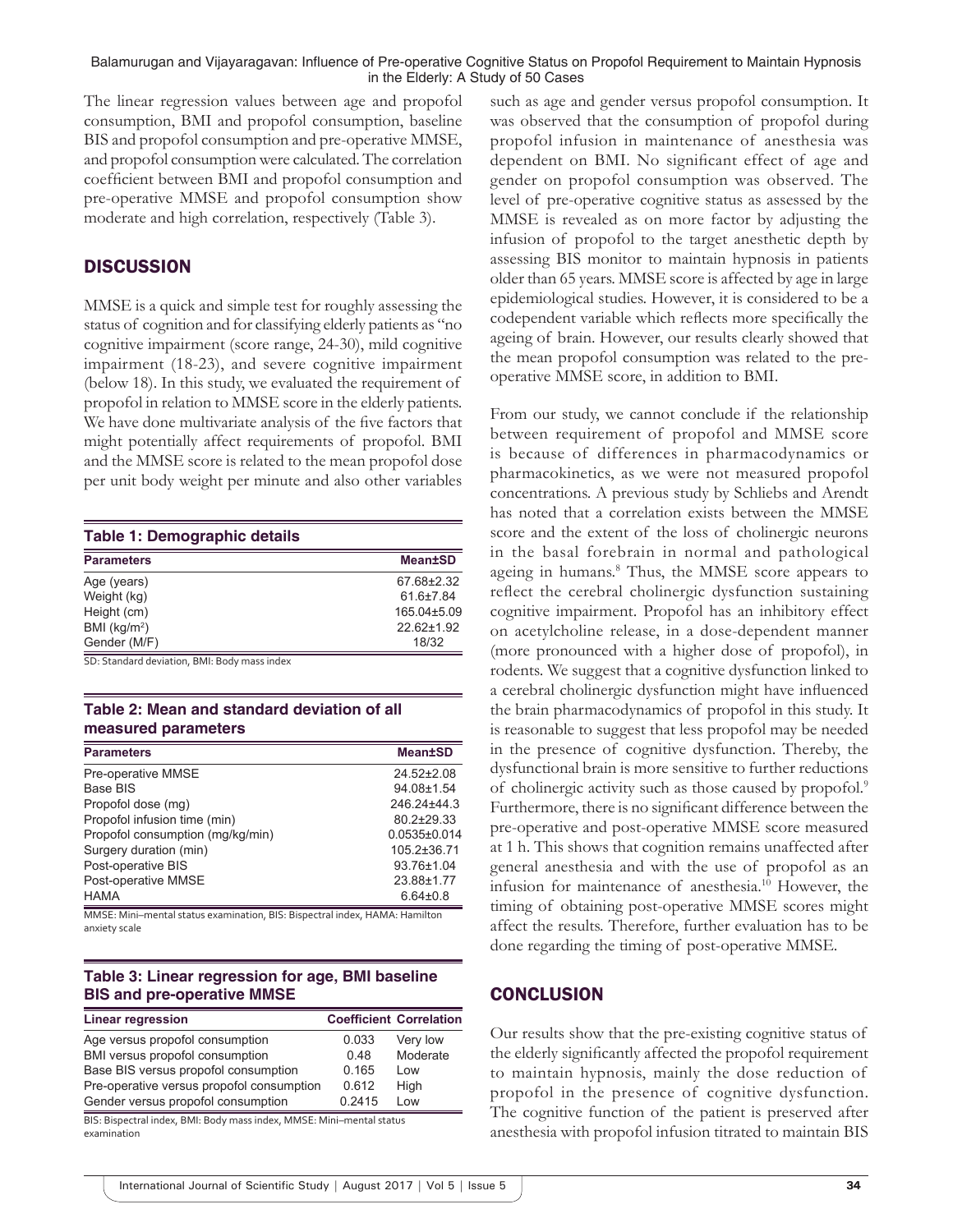The linear regression values between age and propofol consumption, BMI and propofol consumption, baseline BIS and propofol consumption and pre-operative MMSE, and propofol consumption were calculated. The correlation coefficient between BMI and propofol consumption and pre-operative MMSE and propofol consumption show moderate and high correlation, respectively (Table 3).

## DISCUSSION

MMSE is a quick and simple test for roughly assessing the status of cognition and for classifying elderly patients as "no cognitive impairment (score range, 24-30), mild cognitive impairment (18-23), and severe cognitive impairment (below 18). In this study, we evaluated the requirement of propofol in relation to MMSE score in the elderly patients. We have done multivariate analysis of the five factors that might potentially affect requirements of propofol. BMI and the MMSE score is related to the mean propofol dose per unit body weight per minute and also other variables such as age and gender versus propofol consumption. It was observed that the consumption of propofol during propofol infusion in maintenance of anesthesia was dependent on BMI. No significant effect of age and gender on propofol consumption was observed. The level of pre-operative cognitive status as assessed by the MMSE is revealed as on more factor by adjusting the infusion of propofol to the target anesthetic depth by assessing BIS monitor to maintain hypnosis in patients older than 65 years. MMSE score is affected by age in large epidemiological studies. However, it is considered to be a codependent variable which reflects more specifically the ageing of brain. However, our results clearly showed that the mean propofol consumption was related to the pre-operative MMSE score, in addition to BMI.

From our study, we cannot conclude if the relationship between requirement of propofol and MMSE score is because of differences in pharmacodynamics or pharmacokinetics, as we were not measured propofol concentrations. A previous study by Schliebs and Arendt has noted that a correlation exists between the MMSE score and the extent of the loss of cholinergic neurons in the basal forebrain in normal and pathological ageing in humans.[8] Thus, the MMSE score appears to reflect the cerebral cholinergic dysfunction sustaining cognitive impairment. Propofol has an inhibitory effect on acetylcholine release, in a dose-dependent manner (more pronounced with a higher dose of propofol), in rodents. We suggest that a cognitive dysfunction linked to a cerebral cholinergic dysfunction might have influenced the brain pharmacodynamics of propofol in this study. It is reasonable to suggest that less propofol may be needed in the presence of cognitive dysfunction. Thereby, the dysfunctional brain is more sensitive to further reductions of cholinergic activity such as those caused by propofol.[9] Furthermore, there is no significant difference between the pre-operative and post-operative MMSE score measured at 1 h. This shows that cognition remains unaffected after general anesthesia and with the use of propofol as an infusion for maintenance of anesthesia.[10] However, the timing of obtaining post-operative MMSE scores might affect the results. Therefore, further evaluation has to be done regarding the timing of post-operative MMSE.

**Table 1: Demographic details**

| Parameters | Mean±SD |
|---|---|
| Age (years) | 67.68±2.32 |
| Weight (kg) | 61.6±7.84 |
| Height (cm) | 165.04±5.09 |
| BMI (kg/m$^2$) | 22.62±1.92 |
| Gender (M/F) | 18/32 |

SD: Standard deviation, BMI: Body mass index

**Table 2: Mean and standard deviation of all measured parameters**

| Parameters | Mean±SD |
|---|---|
| Pre-operative MMSE | 24.52±2.08 |
| Base BIS | 94.08±1.54 |
| Propofol dose (mg) | 246.24±44.3 |
| Propofol infusion time (min) | 80.2±29.33 |
| Propofol consumption (mg/kg/min) | 0.0535±0.014 |
| Surgery duration (min) | 105.2±36.71 |
| Post-operative BIS | 93.76±1.04 |
| Post-operative MMSE | 23.88±1.77 |
| HAMA | 6.64±0.8 |

MMSE: Mini–mental status examination, BIS: Bispectral index, HAMA: Hamilton anxiety scale

**Table 3: Linear regression for age, BMI baseline BIS and pre-operative MMSE**

| Linear regression | Coefficient | Correlation |
|---|---|---|
| Age versus propofol consumption | 0.033 | Very low |
| BMI versus propofol consumption | 0.48 | Moderate |
| Base BIS versus propofol consumption | 0.165 | Low |
| Pre-operative versus propofol consumption | 0.612 | High |
| Gender versus propofol consumption | 0.2415 | Low |

BIS: Bispectral index, BMI: Body mass index, MMSE: Mini–mental status examination

## CONCLUSION

Our results show that the pre-existing cognitive status of the elderly significantly affected the propofol requirement to maintain hypnosis, mainly the dose reduction of propofol in the presence of cognitive dysfunction. The cognitive function of the patient is preserved after anesthesia with propofol infusion titrated to maintain BIS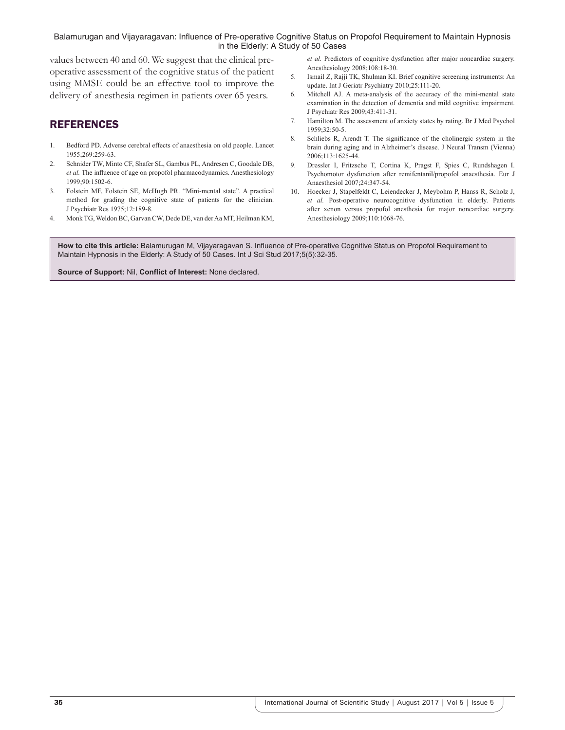values between 40 and 60. We suggest that the clinical pre-operative assessment of the cognitive status of the patient using MMSE could be an effective tool to improve the delivery of anesthesia regimen in patients over 65 years.

## REFERENCES

1. Bedford PD. Adverse cerebral effects of anaesthesia on old people. Lancet 1955;269:259-63.
2. Schnider TW, Minto CF, Shafer SL, Gambus PL, Andresen C, Goodale DB, *et al.* The influence of age on propofol pharmacodynamics. Anesthesiology 1999;90:1502-6.
3. Folstein MF, Folstein SE, McHugh PR. "Mini-mental state". A practical method for grading the cognitive state of patients for the clinician. J Psychiatr Res 1975;12:189-8.
4. Monk TG, Weldon BC, Garvan CW, Dede DE, van der Aa MT, Heilman KM, *et al.* Predictors of cognitive dysfunction after major noncardiac surgery. Anesthesiology 2008;108:18-30.
5. Ismail Z, Rajji TK, Shulman KI. Brief cognitive screening instruments: An update. Int J Geriatr Psychiatry 2010;25:111-20.
6. Mitchell AJ. A meta-analysis of the accuracy of the mini-mental state examination in the detection of dementia and mild cognitive impairment. J Psychiatr Res 2009;43:411-31.
7. Hamilton M. The assessment of anxiety states by rating. Br J Med Psychol 1959;32:50-5.
8. Schliebs R, Arendt T. The significance of the cholinergic system in the brain during aging and in Alzheimer's disease. J Neural Transm (Vienna) 2006;113:1625-44.
9. Dressler I, Fritzsche T, Cortina K, Pragst F, Spies C, Rundshagen I. Psychomotor dysfunction after remifentanil/propofol anaesthesia. Eur J Anaesthesiol 2007;24:347-54.
10. Hoecker J, Stapelfeldt C, Leiendecker J, Meybohm P, Hanss R, Scholz J, *et al.* Post-operative neurocognitive dysfunction in elderly. Patients after xenon versus propofol anesthesia for major noncardiac surgery. Anesthesiology 2009;110:1068-76.

**How to cite this article:** Balamurugan M, Vijayaragavan S. Influence of Pre-operative Cognitive Status on Propofol Requirement to Maintain Hypnosis in the Elderly: A Study of 50 Cases. Int J Sci Stud 2017;5(5):32-35.

**Source of Support:** Nil, **Conflict of Interest:** None declared.